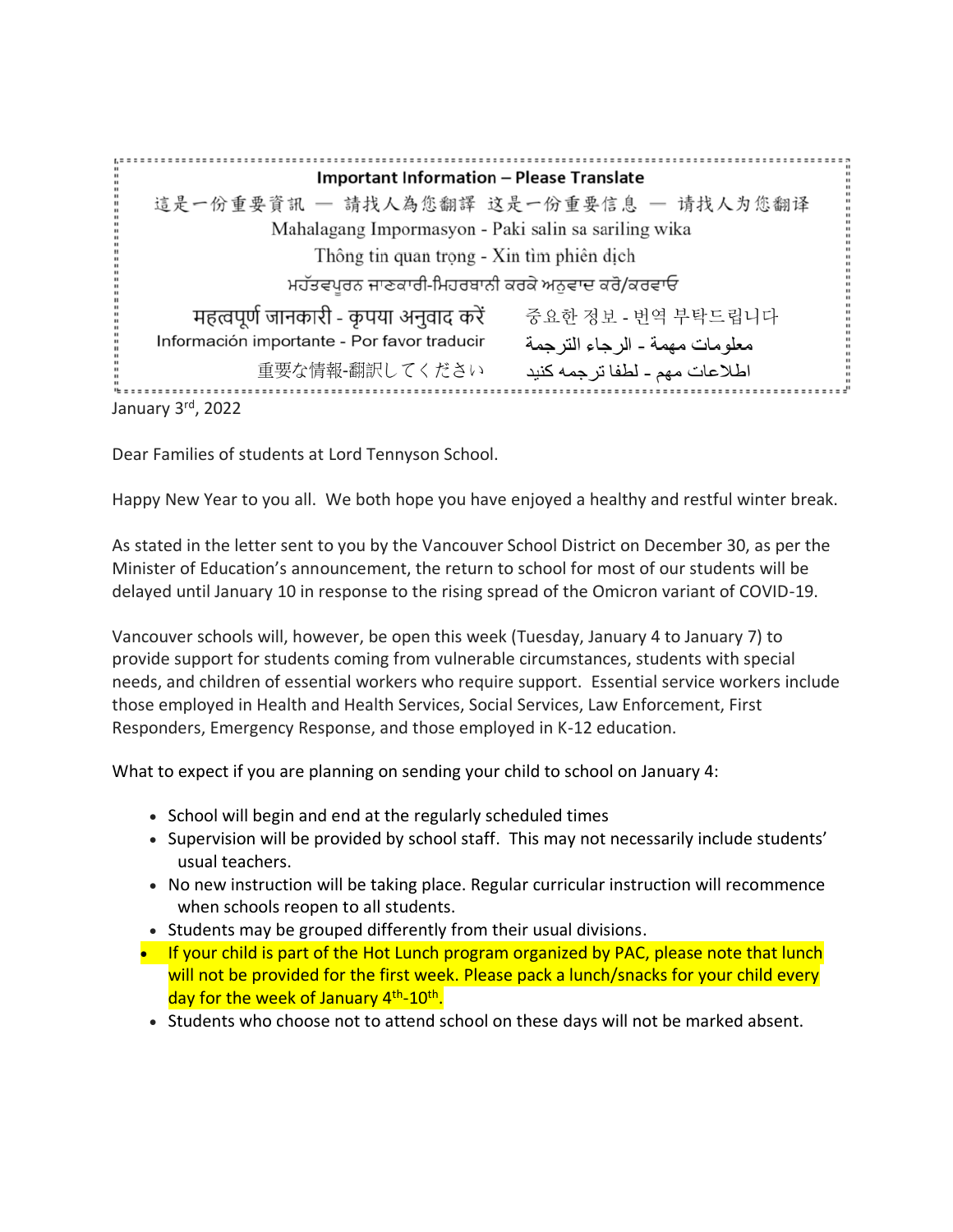**Important Information – Please Translate**

這是一份重要資訊 — 請找人為您翻譯 这是一份重要信息 — 请找人为您翻译

Mahalagang Impormasyon - Paki salin sa sariling wika

Thông tin quan trọng - Xin tìm phiên dịch

ਮਹੱਤਵਪੂਰਨ ਜਾਣਕਾਰੀ-ਮਿਹਰਬਾਨੀ ਕਰਕੇ ਅਨੁਵਾਦ ਕਰੋ/ਕਰਵਾਓ

महत्वपूर्ण जानकारी - कृपया अनुवाद करें

중요한 정보 - 번역 부탁드립니다

Información importante - Por favor traducir

معلومات مهمة - الرجاء الترجمة

重要な情報-翻訳してください

اطلاعات مهم - لطفا ترجمه کنید

January 3rd, 2022

Dear Families of students at Lord Tennyson School.

Happy New Year to you all. We both hope you have enjoyed a healthy and restful winter break.

As stated in the letter sent to you by the Vancouver School District on December 30, as per the Minister of Education's announcement, the return to school for most of our students will be delayed until January 10 in response to the rising spread of the Omicron variant of COVID-19.

Vancouver schools will, however, be open this week (Tuesday, January 4 to January 7) to provide support for students coming from vulnerable circumstances, students with special needs, and children of essential workers who require support. Essential service workers include those employed in Health and Health Services, Social Services, Law Enforcement, First Responders, Emergency Response, and those employed in K-12 education.

What to expect if you are planning on sending your child to school on January 4:

- School will begin and end at the regularly scheduled times
- Supervision will be provided by school staff. This may not necessarily include students' usual teachers.
- No new instruction will be taking place. Regular curricular instruction will recommence when schools reopen to all students.
- Students may be grouped differently from their usual divisions.
- If your child is part of the Hot Lunch program organized by PAC, please note that lunch will not be provided for the first week. Please pack a lunch/snacks for your child every day for the week of January 4th-10th.
- Students who choose not to attend school on these days will not be marked absent.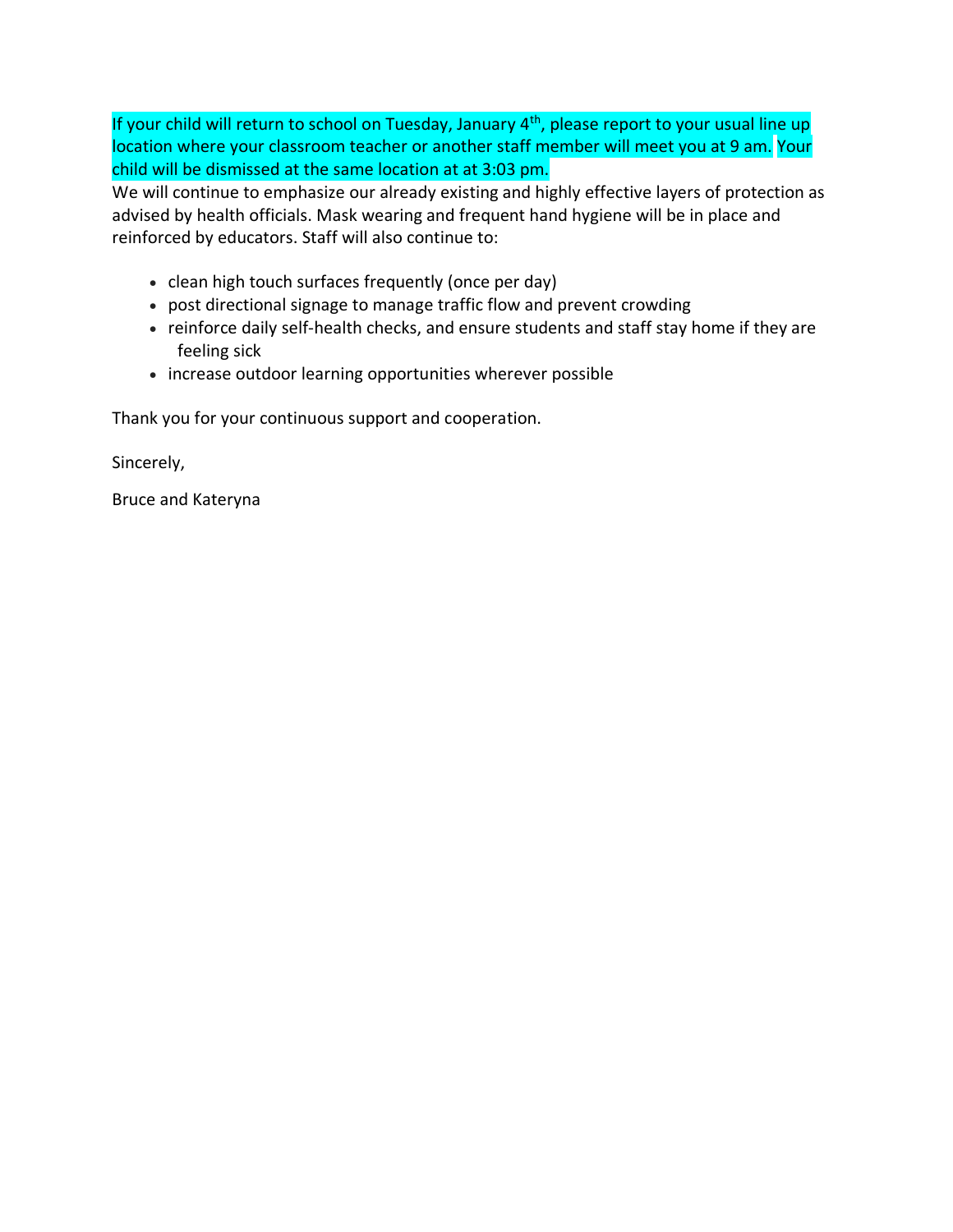If your child will return to school on Tuesday, January 4th, please report to your usual line up location where your classroom teacher or another staff member will meet you at 9 am. Your child will be dismissed at the same location at at 3:03 pm.
We will continue to emphasize our already existing and highly effective layers of protection as advised by health officials. Mask wearing and frequent hand hygiene will be in place and reinforced by educators. Staff will also continue to:

- clean high touch surfaces frequently (once per day)
- post directional signage to manage traffic flow and prevent crowding
- reinforce daily self-health checks, and ensure students and staff stay home if they are feeling sick
- increase outdoor learning opportunities wherever possible

Thank you for your continuous support and cooperation.

Sincerely,

Bruce and Kateryna